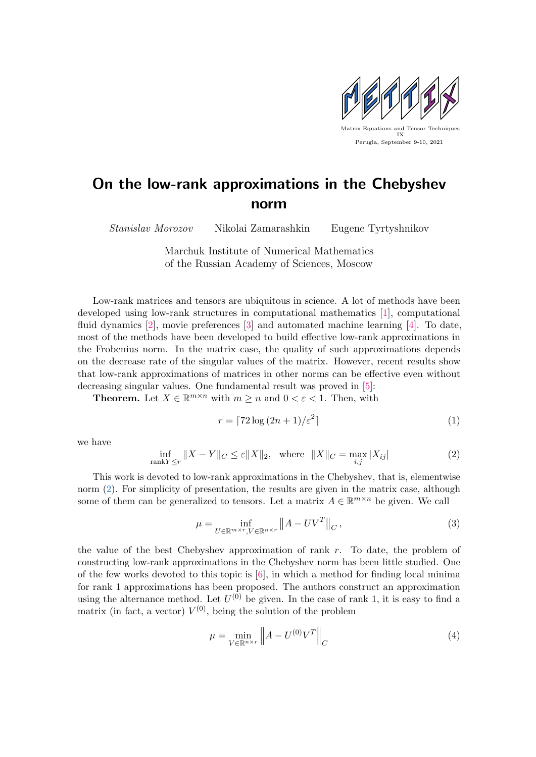Matrix Equations and Tensor Techniques IX
Perugia, September 9-10, 2021

# On the low-rank approximations in the Chebyshev norm

*Stanislav Morozov* Nikolai Zamarashkin Eugene Tyrtyshnikov

Marchuk Institute of Numerical Mathematics
of the Russian Academy of Sciences, Moscow

Low-rank matrices and tensors are ubiquitous in science. A lot of methods have been developed using low-rank structures in computational mathematics [1], computational fluid dynamics [2], movie preferences [3] and automated machine learning [4]. To date, most of the methods have been developed to build effective low-rank approximations in the Frobenius norm. In the matrix case, the quality of such approximations depends on the decrease rate of the singular values of the matrix. However, recent results show that low-rank approximations of matrices in other norms can be effective even without decreasing singular values. One fundamental result was proved in [5]:

**Theorem.** Let $X \in \mathbb{R}^{m\times n}$ with $m \geq n$ and $0 < \varepsilon < 1$. Then, with

$$r = \lceil 72 \log{(2n+1)}/\varepsilon^2 \rceil \tag{1}$$

we have

$$\inf_{\operatorname{rank} Y \leq r} \|X - Y\|_C \leq \varepsilon \|X\|_2, \quad \text{where} \quad \|X\|_C = \max_{i,j} |X_{ij}| \tag{2}$$

This work is devoted to low-rank approximations in the Chebyshev, that is, elementwise norm (2). For simplicity of presentation, the results are given in the matrix case, although some of them can be generalized to tensors. Let a matrix $A \in \mathbb{R}^{m\times n}$ be given. We call

$$\mu = \inf_{U\in\mathbb{R}^{m\times r}, V\in\mathbb{R}^{n\times r}} \left\| A - UV^T \right\|_C, \tag{3}$$

the value of the best Chebyshev approximation of rank $r$. To date, the problem of constructing low-rank approximations in the Chebyshev norm has been little studied. One of the few works devoted to this topic is [6], in which a method for finding local minima for rank 1 approximations has been proposed. The authors construct an approximation using the alternance method. Let $U^{(0)}$ be given. In the case of rank 1, it is easy to find a matrix (in fact, a vector) $V^{(0)}$, being the solution of the problem

$$\mu = \min_{V\in\mathbb{R}^{n\times r}} \left\| A - U^{(0)} V^T \right\|_C \tag{4}$$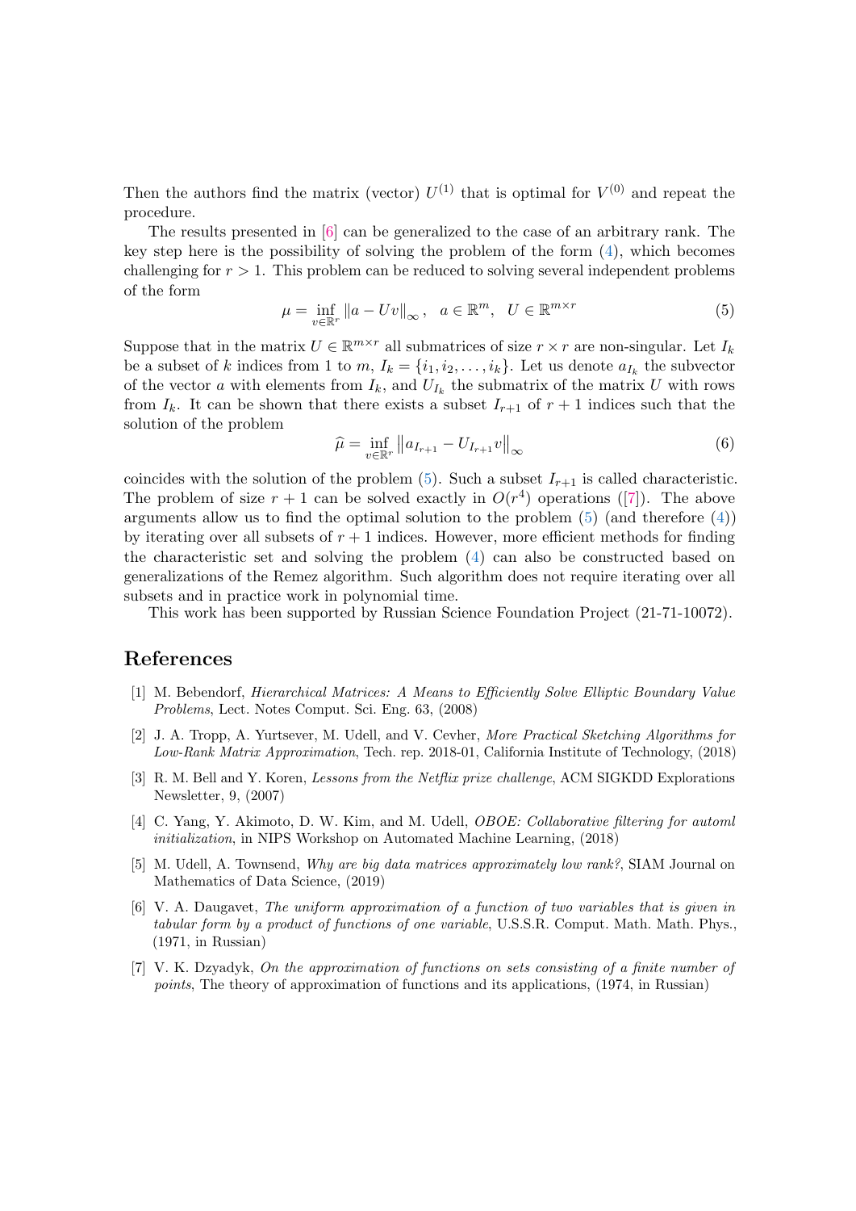Then the authors find the matrix (vector) $U^{(1)}$ that is optimal for $V^{(0)}$ and repeat the procedure.

The results presented in [6] can be generalized to the case of an arbitrary rank. The key step here is the possibility of solving the problem of the form (4), which becomes challenging for $r > 1$. This problem can be reduced to solving several independent problems of the form

$$\mu = \inf_{v \in \mathbb{R}^r} \|a - Uv\|_\infty, \quad a \in \mathbb{R}^m, \quad U \in \mathbb{R}^{m \times r} \tag{5}$$

Suppose that in the matrix $U \in \mathbb{R}^{m \times r}$ all submatrices of size $r \times r$ are non-singular. Let $I_k$ be a subset of $k$ indices from 1 to $m$, $I_k = \{i_1, i_2, \ldots, i_k\}$. Let us denote $a_{I_k}$ the subvector of the vector $a$ with elements from $I_k$, and $U_{I_k}$ the submatrix of the matrix $U$ with rows from $I_k$. It can be shown that there exists a subset $I_{r+1}$ of $r+1$ indices such that the solution of the problem

$$\widehat{\mu} = \inf_{v \in \mathbb{R}^r} \left\| a_{I_{r+1}} - U_{I_{r+1}} v \right\|_\infty \tag{6}$$

coincides with the solution of the problem (5). Such a subset $I_{r+1}$ is called characteristic. The problem of size $r+1$ can be solved exactly in $O(r^4)$ operations ([7]). The above arguments allow us to find the optimal solution to the problem (5) (and therefore (4)) by iterating over all subsets of $r+1$ indices. However, more efficient methods for finding the characteristic set and solving the problem (4) can also be constructed based on generalizations of the Remez algorithm. Such algorithm does not require iterating over all subsets and in practice work in polynomial time.

This work has been supported by Russian Science Foundation Project (21-71-10072).

## References

[1] M. Bebendorf, *Hierarchical Matrices: A Means to Efficiently Solve Elliptic Boundary Value Problems*, Lect. Notes Comput. Sci. Eng. 63, (2008)

[2] J. A. Tropp, A. Yurtsever, M. Udell, and V. Cevher, *More Practical Sketching Algorithms for Low-Rank Matrix Approximation*, Tech. rep. 2018-01, California Institute of Technology, (2018)

[3] R. M. Bell and Y. Koren, *Lessons from the Netflix prize challenge*, ACM SIGKDD Explorations Newsletter, 9, (2007)

[4] C. Yang, Y. Akimoto, D. W. Kim, and M. Udell, *OBOE: Collaborative filtering for automl initialization*, in NIPS Workshop on Automated Machine Learning, (2018)

[5] M. Udell, A. Townsend, *Why are big data matrices approximately low rank?*, SIAM Journal on Mathematics of Data Science, (2019)

[6] V. A. Daugavet, *The uniform approximation of a function of two variables that is given in tabular form by a product of functions of one variable*, U.S.S.R. Comput. Math. Math. Phys., (1971, in Russian)

[7] V. K. Dzyadyk, *On the approximation of functions on sets consisting of a finite number of points*, The theory of approximation of functions and its applications, (1974, in Russian)